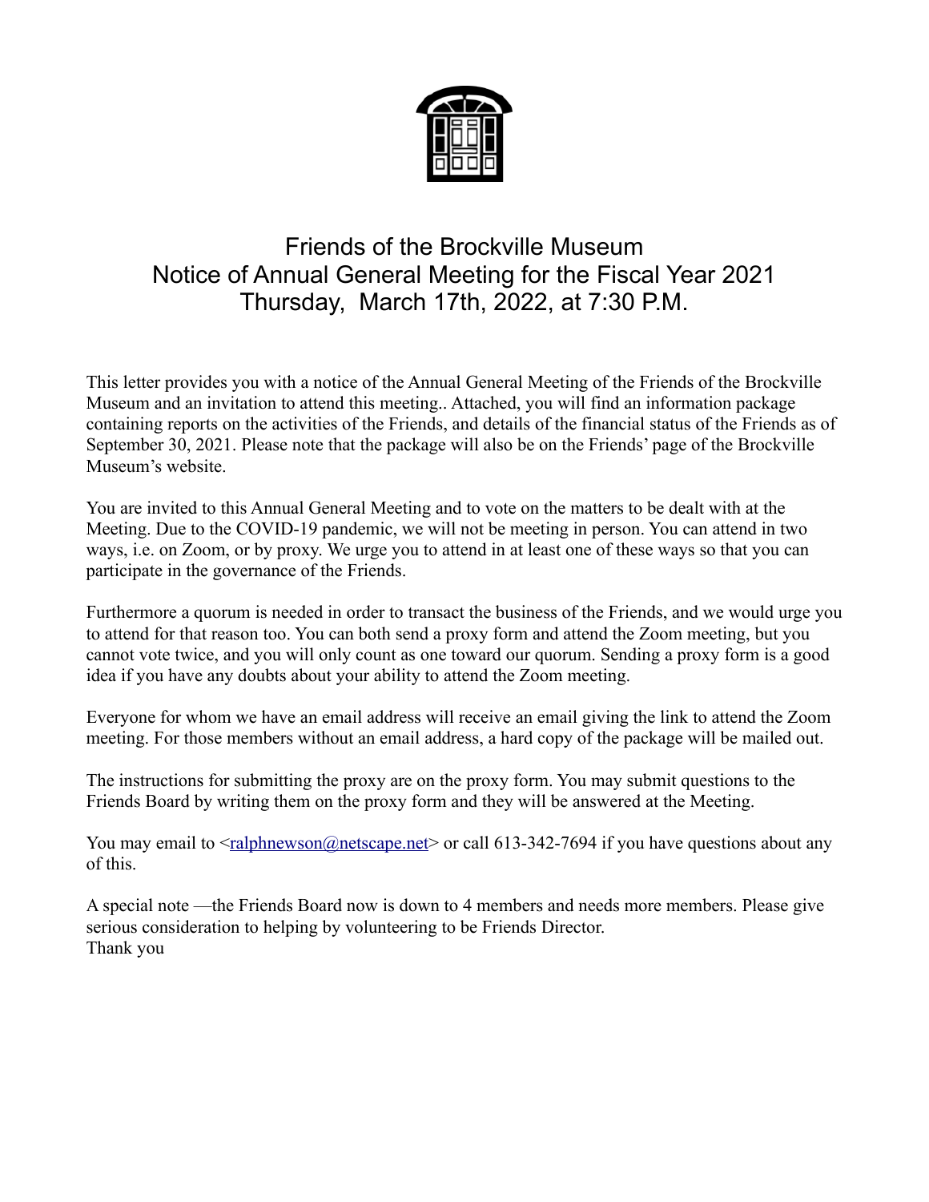# Friends of the Brockville Museum
## Notice of Annual General Meeting for the Fiscal Year 2021
## Thursday, March 17th, 2022, at 7:30 P.M.

This letter provides you with a notice of the Annual General Meeting of the Friends of the Brockville Museum and an invitation to attend this meeting.. Attached, you will find an information package containing reports on the activities of the Friends, and details of the financial status of the Friends as of September 30, 2021. Please note that the package will also be on the Friends' page of the Brockville Museum's website.

You are invited to this Annual General Meeting and to vote on the matters to be dealt with at the Meeting. Due to the COVID-19 pandemic, we will not be meeting in person. You can attend in two ways, i.e. on Zoom, or by proxy. We urge you to attend in at least one of these ways so that you can participate in the governance of the Friends.

Furthermore a quorum is needed in order to transact the business of the Friends, and we would urge you to attend for that reason too. You can both send a proxy form and attend the Zoom meeting, but you cannot vote twice, and you will only count as one toward our quorum. Sending a proxy form is a good idea if you have any doubts about your ability to attend the Zoom meeting.

Everyone for whom we have an email address will receive an email giving the link to attend the Zoom meeting. For those members without an email address, a hard copy of the package will be mailed out.

The instructions for submitting the proxy are on the proxy form. You may submit questions to the Friends Board by writing them on the proxy form and they will be answered at the Meeting.

You may email to <ralphnewson@netscape.net> or call 613-342-7694 if you have questions about any of this.

A special note —the Friends Board now is down to 4 members and needs more members. Please give serious consideration to helping by volunteering to be Friends Director.
Thank you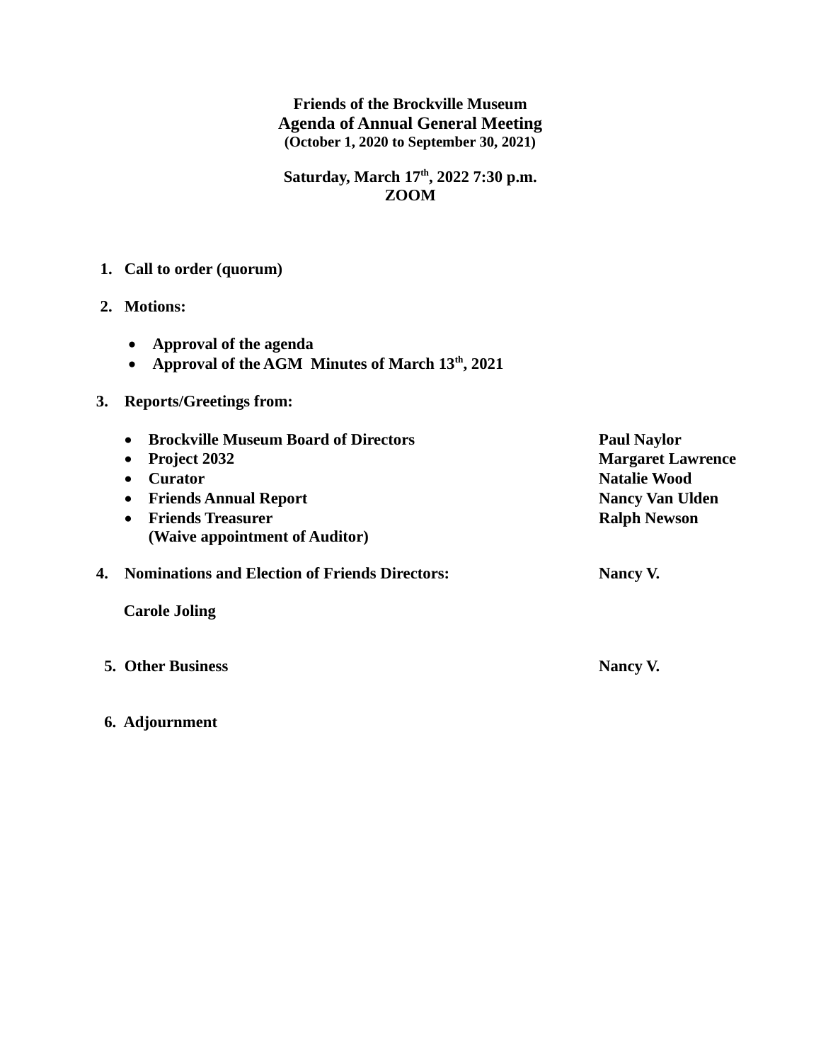**Friends of the Brockville Museum**

**Agenda of Annual General Meeting**

**(October 1, 2020 to September 30, 2021)**

**Saturday, March 17th, 2022 7:30 p.m.**

**ZOOM**

1. **Call to order (quorum)**

2. **Motions:**

   - **Approval of the agenda**
   - **Approval of the AGM Minutes of March 13th, 2021**

3. **Reports/Greetings from:**

   - **Brockville Museum Board of Directors** — **Paul Naylor**
   - **Project 2032** — **Margaret Lawrence**
   - **Curator** — **Natalie Wood**
   - **Friends Annual Report** — **Nancy Van Ulden**
   - **Friends Treasurer** — **Ralph Newson**
     **(Waive appointment of Auditor)**

4. **Nominations and Election of Friends Directors:** — **Nancy V.**

   **Carole Joling**

5. **Other Business** — **Nancy V.**

6. **Adjournment**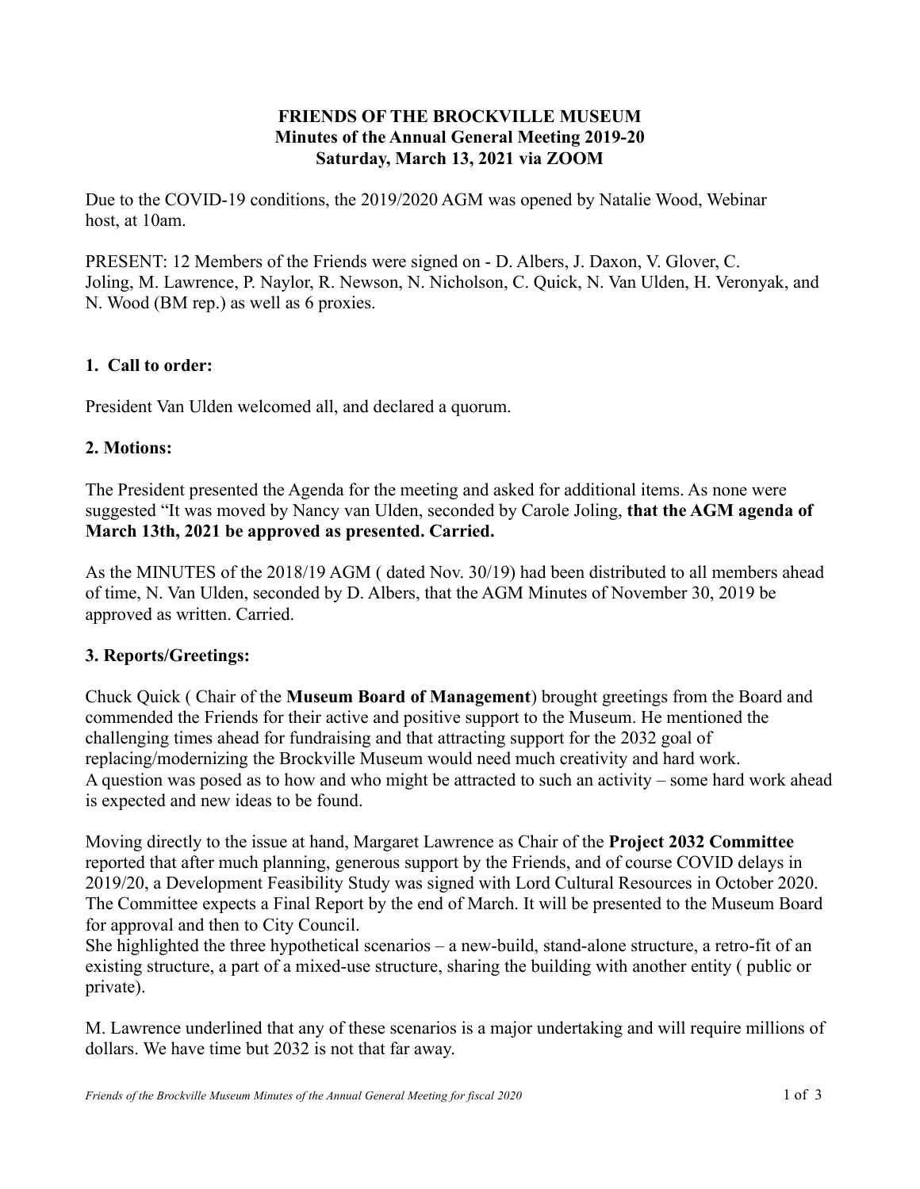**FRIENDS OF THE BROCKVILLE MUSEUM**
**Minutes of the Annual General Meeting 2019-20**
**Saturday, March 13, 2021 via ZOOM**

Due to the COVID-19 conditions, the 2019/2020 AGM was opened by Natalie Wood, Webinar host, at 10am.

PRESENT: 12 Members of the Friends were signed on - D. Albers, J. Daxon, V. Glover, C. Joling, M. Lawrence, P. Naylor, R. Newson, N. Nicholson, C. Quick, N. Van Ulden, H. Veronyak, and N. Wood (BM rep.) as well as 6 proxies.

## 1. Call to order:

President Van Ulden welcomed all, and declared a quorum.

## 2. Motions:

The President presented the Agenda for the meeting and asked for additional items. As none were suggested "It was moved by Nancy van Ulden, seconded by Carole Joling, **that the AGM agenda of March 13th, 2021 be approved as presented. Carried.**

As the MINUTES of the 2018/19 AGM ( dated Nov. 30/19) had been distributed to all members ahead of time, N. Van Ulden, seconded by D. Albers, that the AGM Minutes of November 30, 2019 be approved as written. Carried.

## 3. Reports/Greetings:

Chuck Quick ( Chair of the **Museum Board of Management**) brought greetings from the Board and commended the Friends for their active and positive support to the Museum. He mentioned the challenging times ahead for fundraising and that attracting support for the 2032 goal of replacing/modernizing the Brockville Museum would need much creativity and hard work.
A question was posed as to how and who might be attracted to such an activity – some hard work ahead is expected and new ideas to be found.

Moving directly to the issue at hand, Margaret Lawrence as Chair of the **Project 2032 Committee** reported that after much planning, generous support by the Friends, and of course COVID delays in 2019/20, a Development Feasibility Study was signed with Lord Cultural Resources in October 2020. The Committee expects a Final Report by the end of March. It will be presented to the Museum Board for approval and then to City Council.
She highlighted the three hypothetical scenarios – a new-build, stand-alone structure, a retro-fit of an existing structure, a part of a mixed-use structure, sharing the building with another entity ( public or private).

M. Lawrence underlined that any of these scenarios is a major undertaking and will require millions of dollars. We have time but 2032 is not that far away.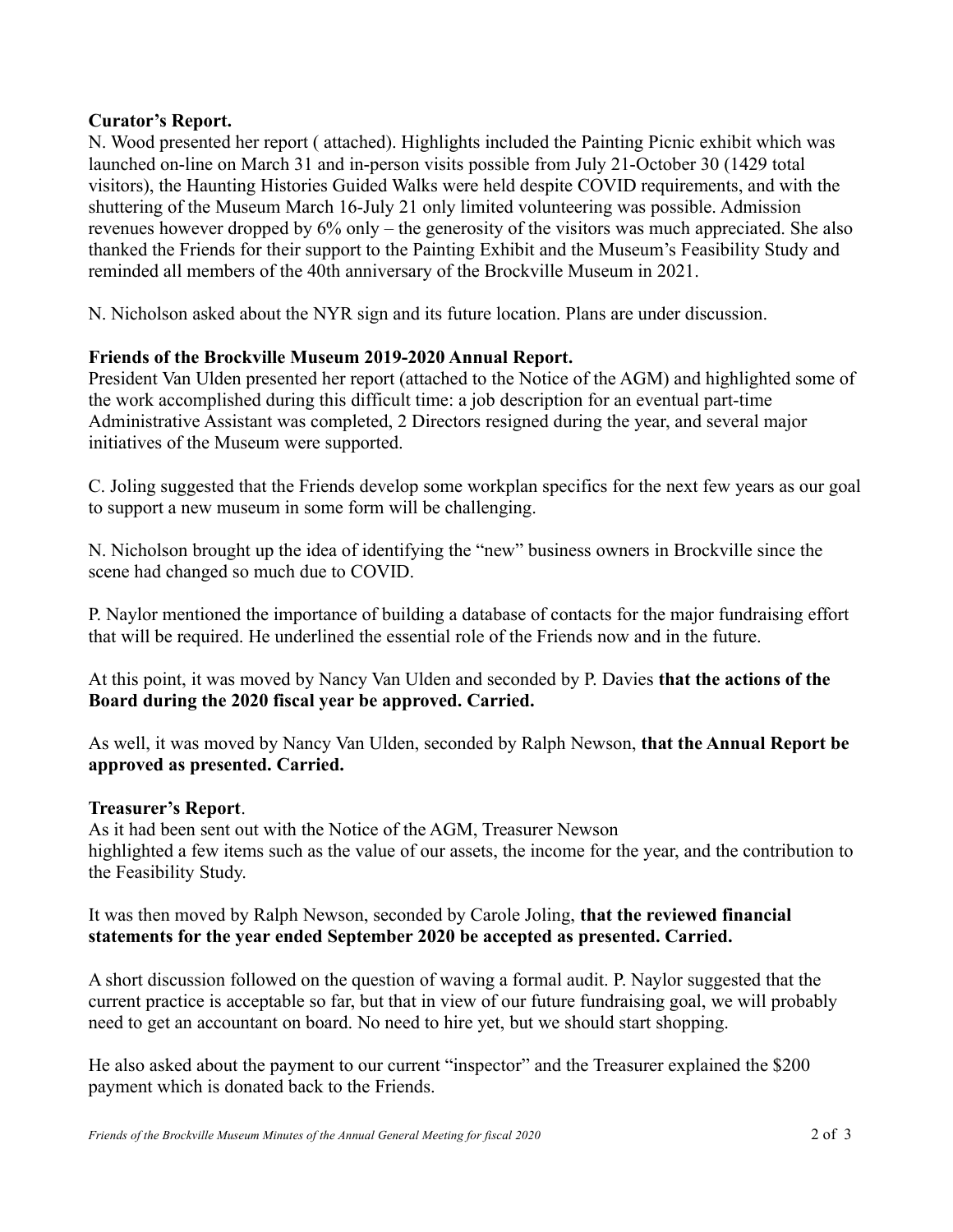**Curator's Report.**
N. Wood presented her report ( attached). Highlights included the Painting Picnic exhibit which was launched on-line on March 31 and in-person visits possible from July 21-October 30 (1429 total visitors), the Haunting Histories Guided Walks were held despite COVID requirements, and with the shuttering of the Museum March 16-July 21 only limited volunteering was possible. Admission revenues however dropped by 6% only – the generosity of the visitors was much appreciated. She also thanked the Friends for their support to the Painting Exhibit and the Museum's Feasibility Study and reminded all members of the 40th anniversary of the Brockville Museum in 2021.

N. Nicholson asked about the NYR sign and its future location. Plans are under discussion.

**Friends of the Brockville Museum 2019-2020 Annual Report.**
President Van Ulden presented her report (attached to the Notice of the AGM) and highlighted some of the work accomplished during this difficult time: a job description for an eventual part-time Administrative Assistant was completed, 2 Directors resigned during the year, and several major initiatives of the Museum were supported.

C. Joling suggested that the Friends develop some workplan specifics for the next few years as our goal to support a new museum in some form will be challenging.

N. Nicholson brought up the idea of identifying the "new" business owners in Brockville since the scene had changed so much due to COVID.

P. Naylor mentioned the importance of building a database of contacts for the major fundraising effort that will be required. He underlined the essential role of the Friends now and in the future.

At this point, it was moved by Nancy Van Ulden and seconded by P. Davies **that the actions of the Board during the 2020 fiscal year be approved. Carried.**

As well, it was moved by Nancy Van Ulden, seconded by Ralph Newson, **that the Annual Report be approved as presented. Carried.**

**Treasurer's Report**.
As it had been sent out with the Notice of the AGM, Treasurer Newson highlighted a few items such as the value of our assets, the income for the year, and the contribution to the Feasibility Study.

It was then moved by Ralph Newson, seconded by Carole Joling, **that the reviewed financial statements for the year ended September 2020 be accepted as presented. Carried.**

A short discussion followed on the question of waving a formal audit. P. Naylor suggested that the current practice is acceptable so far, but that in view of our future fundraising goal, we will probably need to get an accountant on board. No need to hire yet, but we should start shopping.

He also asked about the payment to our current "inspector" and the Treasurer explained the $200 payment which is donated back to the Friends.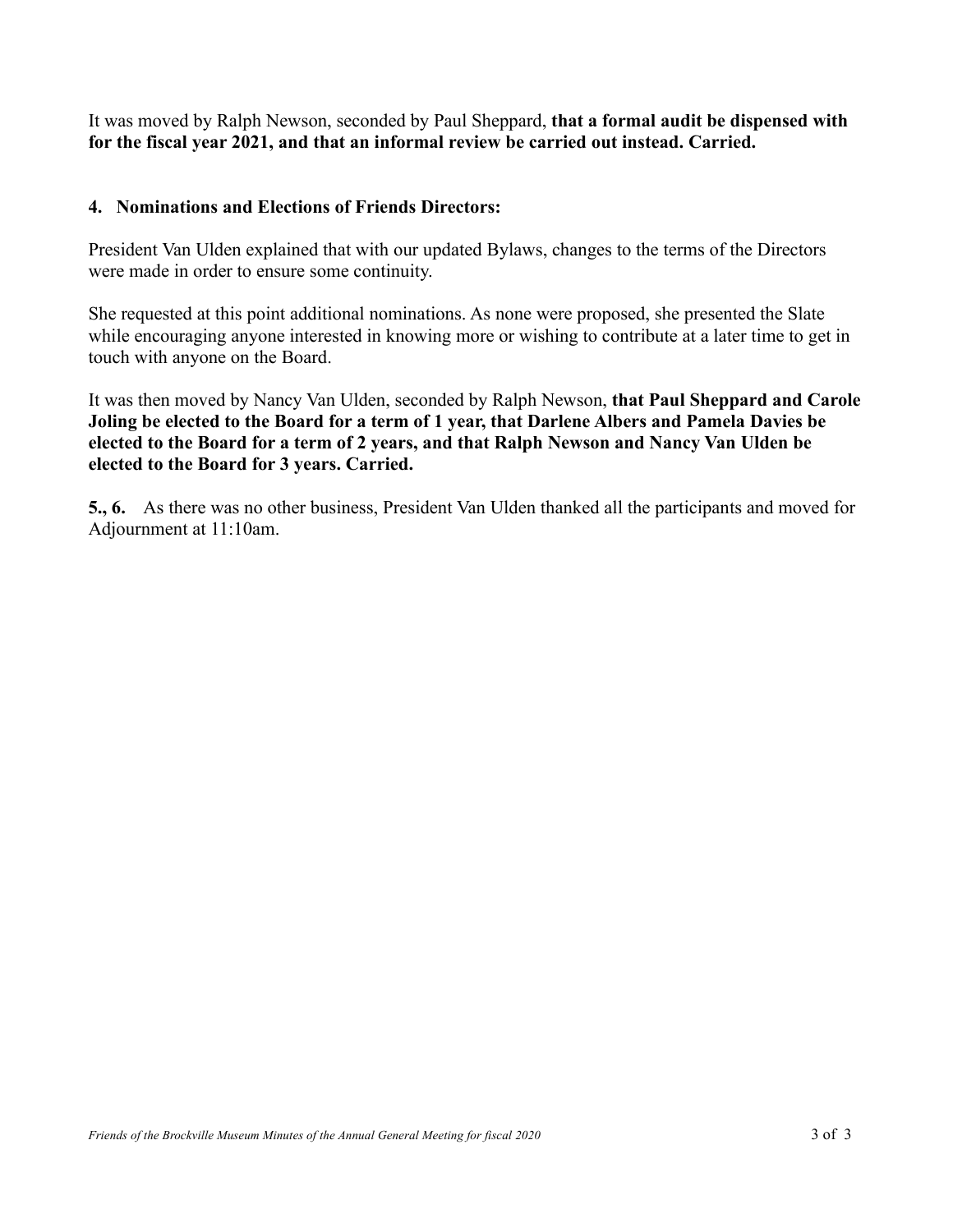It was moved by Ralph Newson, seconded by Paul Sheppard, **that a formal audit be dispensed with for the fiscal year 2021, and that an informal review be carried out instead. Carried.**

**4. Nominations and Elections of Friends Directors:**

President Van Ulden explained that with our updated Bylaws, changes to the terms of the Directors were made in order to ensure some continuity.

She requested at this point additional nominations. As none were proposed, she presented the Slate while encouraging anyone interested in knowing more or wishing to contribute at a later time to get in touch with anyone on the Board.

It was then moved by Nancy Van Ulden, seconded by Ralph Newson, **that Paul Sheppard and Carole Joling be elected to the Board for a term of 1 year, that Darlene Albers and Pamela Davies be elected to the Board for a term of 2 years, and that Ralph Newson and Nancy Van Ulden be elected to the Board for 3 years. Carried.**

**5., 6.** As there was no other business, President Van Ulden thanked all the participants and moved for Adjournment at 11:10am.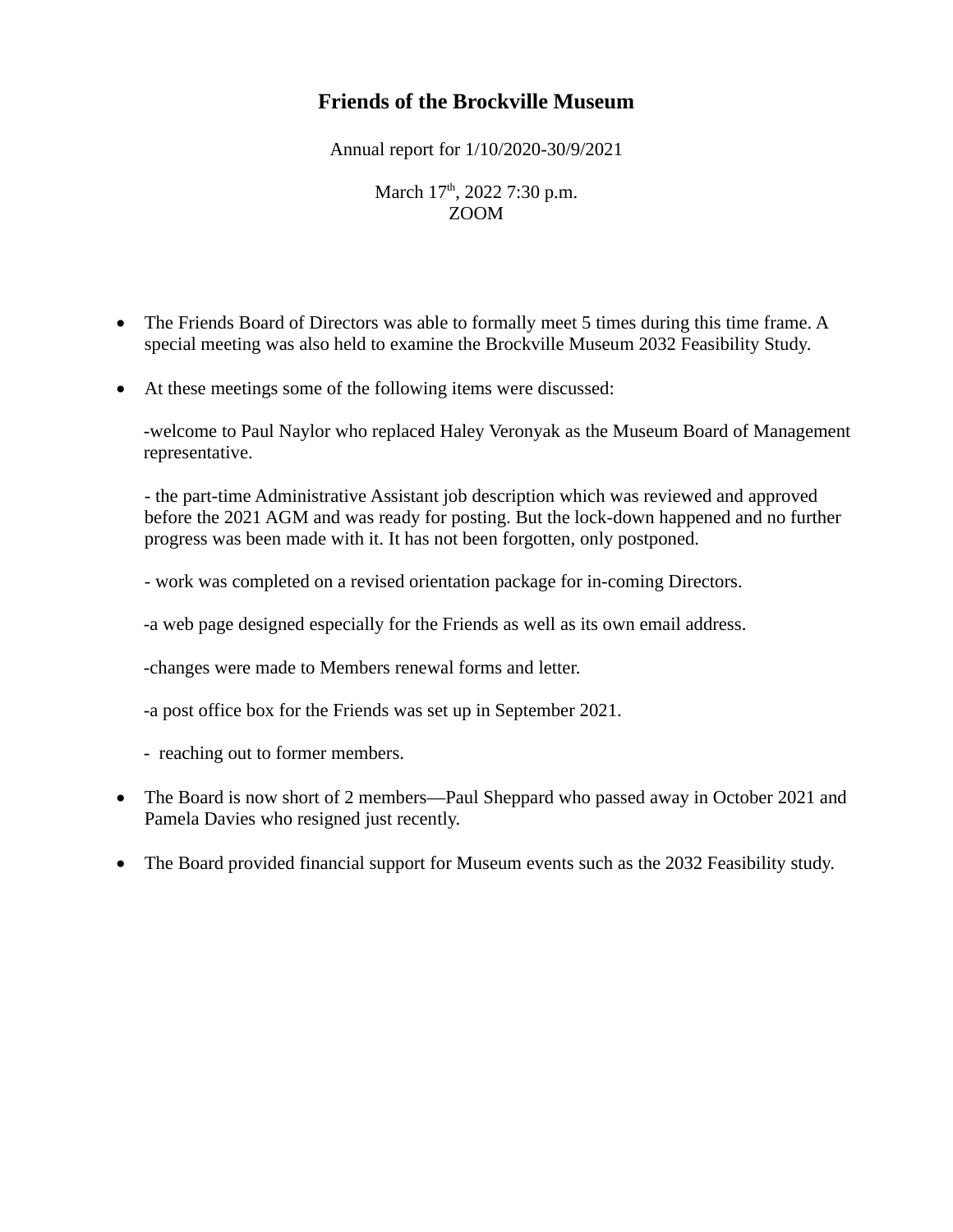# Friends of the Brockville Museum

Annual report for 1/10/2020-30/9/2021

March 17th, 2022 7:30 p.m.
ZOOM

- The Friends Board of Directors was able to formally meet 5 times during this time frame. A special meeting was also held to examine the Brockville Museum 2032 Feasibility Study.

- At these meetings some of the following items were discussed:

  -welcome to Paul Naylor who replaced Haley Veronyak as the Museum Board of Management representative.

  - the part-time Administrative Assistant job description which was reviewed and approved before the 2021 AGM and was ready for posting. But the lock-down happened and no further progress was been made with it. It has not been forgotten, only postponed.

  - work was completed on a revised orientation package for in-coming Directors.

  -a web page designed especially for the Friends as well as its own email address.

  -changes were made to Members renewal forms and letter.

  -a post office box for the Friends was set up in September 2021.

  - reaching out to former members.

- The Board is now short of 2 members—Paul Sheppard who passed away in October 2021 and Pamela Davies who resigned just recently.

- The Board provided financial support for Museum events such as the 2032 Feasibility study.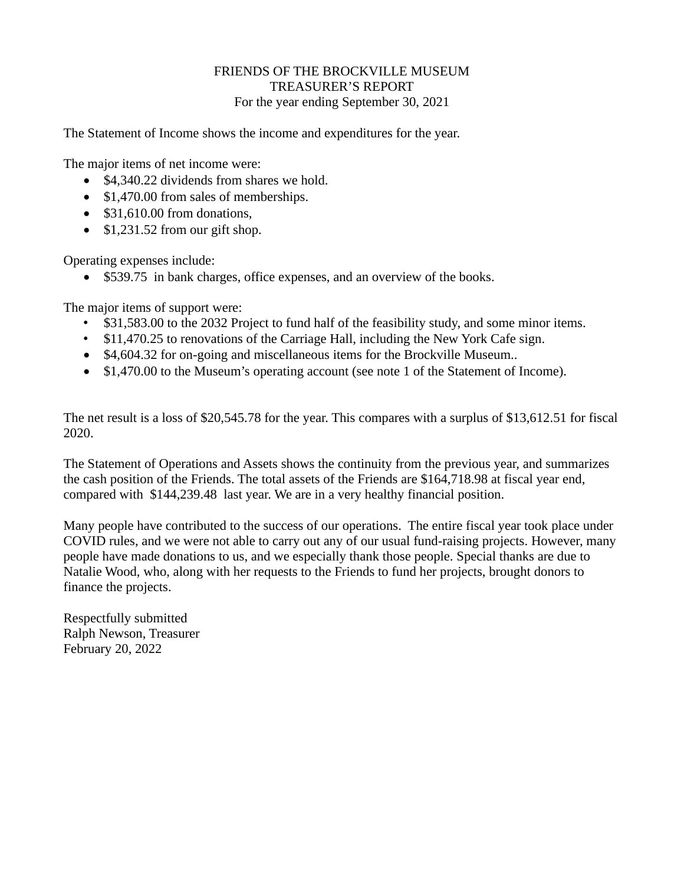FRIENDS OF THE BROCKVILLE MUSEUM
TREASURER'S REPORT
For the year ending September 30, 2021

The Statement of Income shows the income and expenditures for the year.

The major items of net income were:

- $4,340.22 dividends from shares we hold.
- $1,470.00 from sales of memberships.
- $31,610.00 from donations,
- $1,231.52 from our gift shop.

Operating expenses include:

- $539.75  in bank charges, office expenses, and an overview of the books.

The major items of support were:

- $31,583.00 to the 2032 Project to fund half of the feasibility study, and some minor items.
- $11,470.25 to renovations of the Carriage Hall, including the New York Cafe sign.
- $4,604.32 for on-going and miscellaneous items for the Brockville Museum..
- $1,470.00 to the Museum's operating account (see note 1 of the Statement of Income).

The net result is a loss of $20,545.78 for the year. This compares with a surplus of $13,612.51 for fiscal 2020.

The Statement of Operations and Assets shows the continuity from the previous year, and summarizes the cash position of the Friends. The total assets of the Friends are $164,718.98 at fiscal year end, compared with  $144,239.48  last year. We are in a very healthy financial position.

Many people have contributed to the success of our operations.  The entire fiscal year took place under COVID rules, and we were not able to carry out any of our usual fund-raising projects. However, many people have made donations to us, and we especially thank those people. Special thanks are due to Natalie Wood, who, along with her requests to the Friends to fund her projects, brought donors to finance the projects.

Respectfully submitted
Ralph Newson, Treasurer
February 20, 2022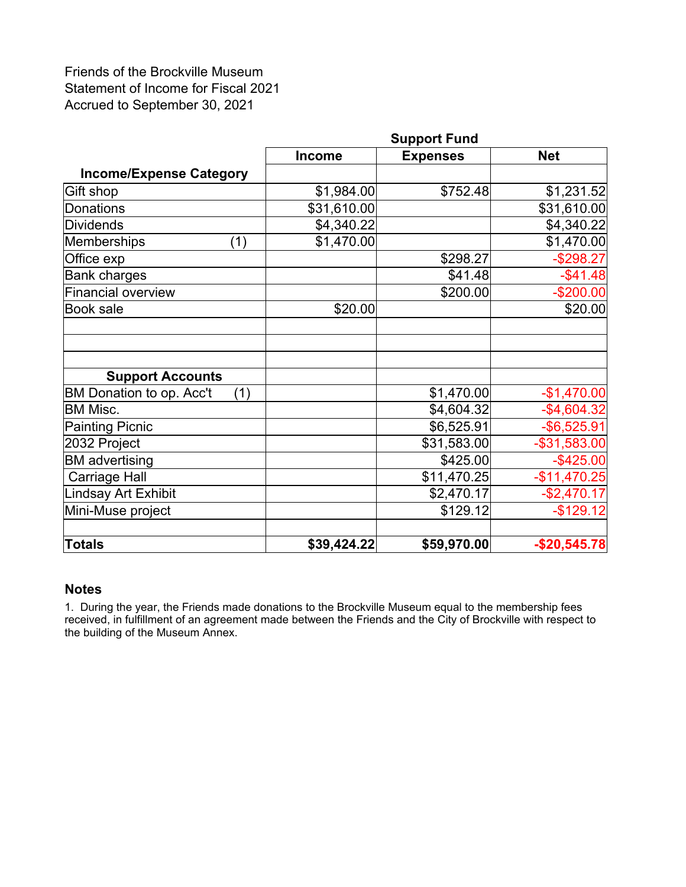Friends of the Brockville Museum
Statement of Income for Fiscal 2021
Accrued to September 30, 2021

| Income/Expense Category | Support Fund | | |
|---|---|---|---|
| | **Income** | **Expenses** | **Net** |
| Gift shop | $1,984.00 | $752.48 | $1,231.52 |
| Donations | $31,610.00 | | $31,610.00 |
| Dividends | $4,340.22 | | $4,340.22 |
| Memberships (1) | $1,470.00 | | $1,470.00 |
| Office exp | | $298.27 | -$298.27 |
| Bank charges | | $41.48 | -$41.48 |
| Financial overview | | $200.00 | -$200.00 |
| Book sale | $20.00 | | $20.00 |
| | | | |
| | | | |
| | | | |
| **Support Accounts** | | | |
| BM Donation to op. Acc't (1) | | $1,470.00 | -$1,470.00 |
| BM Misc. | | $4,604.32 | -$4,604.32 |
| Painting Picnic | | $6,525.91 | -$6,525.91 |
| 2032 Project | | $31,583.00 | -$31,583.00 |
| BM advertising | | $425.00 | -$425.00 |
| Carriage Hall | | $11,470.25 | -$11,470.25 |
| Lindsay Art Exhibit | | $2,470.17 | -$2,470.17 |
| Mini-Muse project | | $129.12 | -$129.12 |
| | | | |
| **Totals** | **$39,424.22** | **$59,970.00** | **-$20,545.78** |

**Notes**

1. During the year, the Friends made donations to the Brockville Museum equal to the membership fees received, in fulfillment of an agreement made between the Friends and the City of Brockville with respect to the building of the Museum Annex.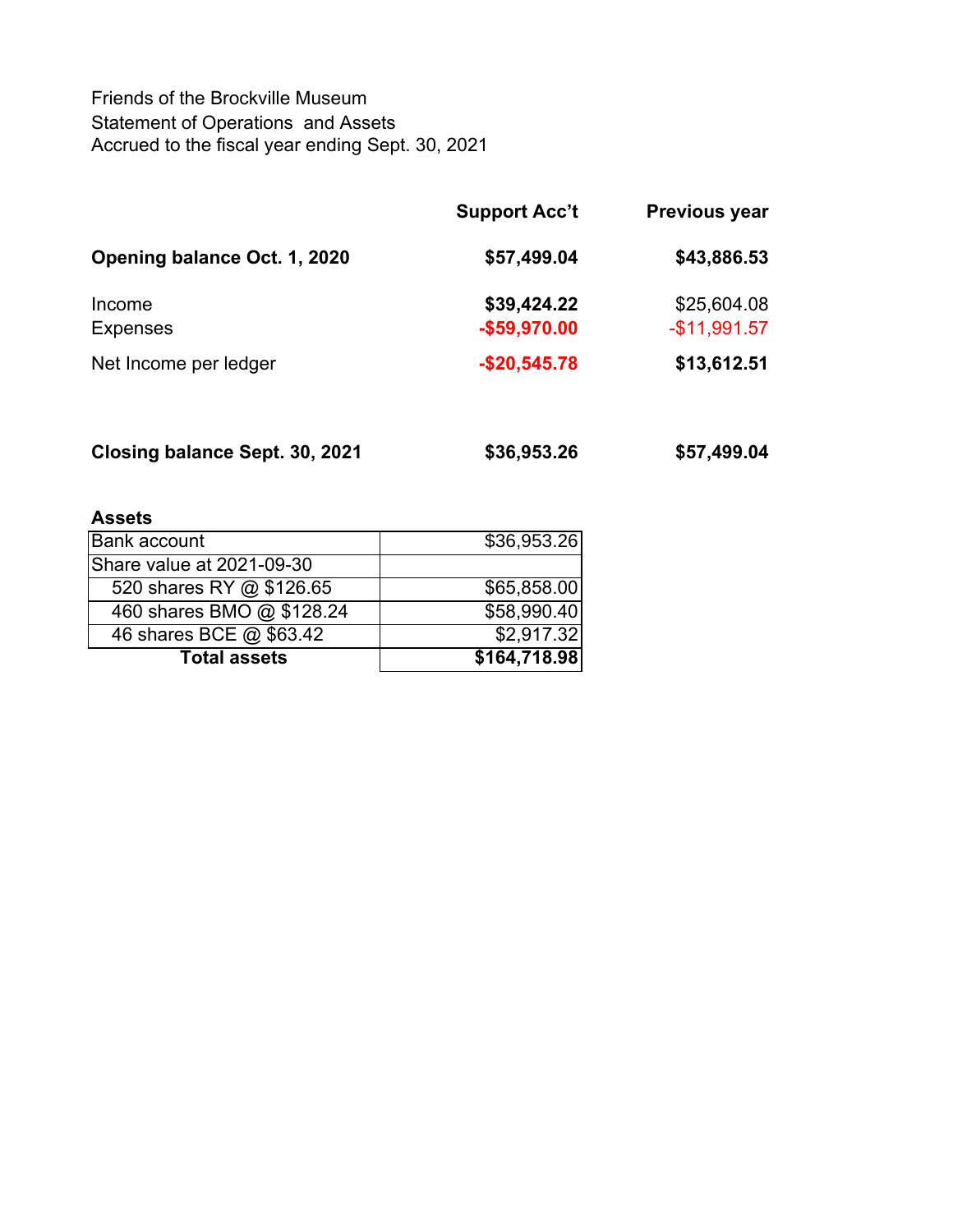Friends of the Brockville Museum
Statement of Operations and Assets
Accrued to the fiscal year ending Sept. 30, 2021

| | **Support Acc't** | **Previous year** |
|---|---|---|
| **Opening balance Oct. 1, 2020** | **$57,499.04** | **$43,886.53** |
| Income | **$39,424.22** | $25,604.08 |
| Expenses | **-$59,970.00** | -$11,991.57 |
| Net Income per ledger | **-$20,545.78** | **$13,612.51** |
| **Closing balance Sept. 30, 2021** | **$36,953.26** | **$57,499.04** |

**Assets**

| | |
|---|---|
| Bank account | $36,953.26 |
| Share value at 2021-09-30 | |
| 520 shares RY @ $126.65 | $65,858.00 |
| 460 shares BMO @ $128.24 | $58,990.40 |
| 46 shares BCE @ $63.42 | $2,917.32 |
| **Total assets** | **$164,718.98** |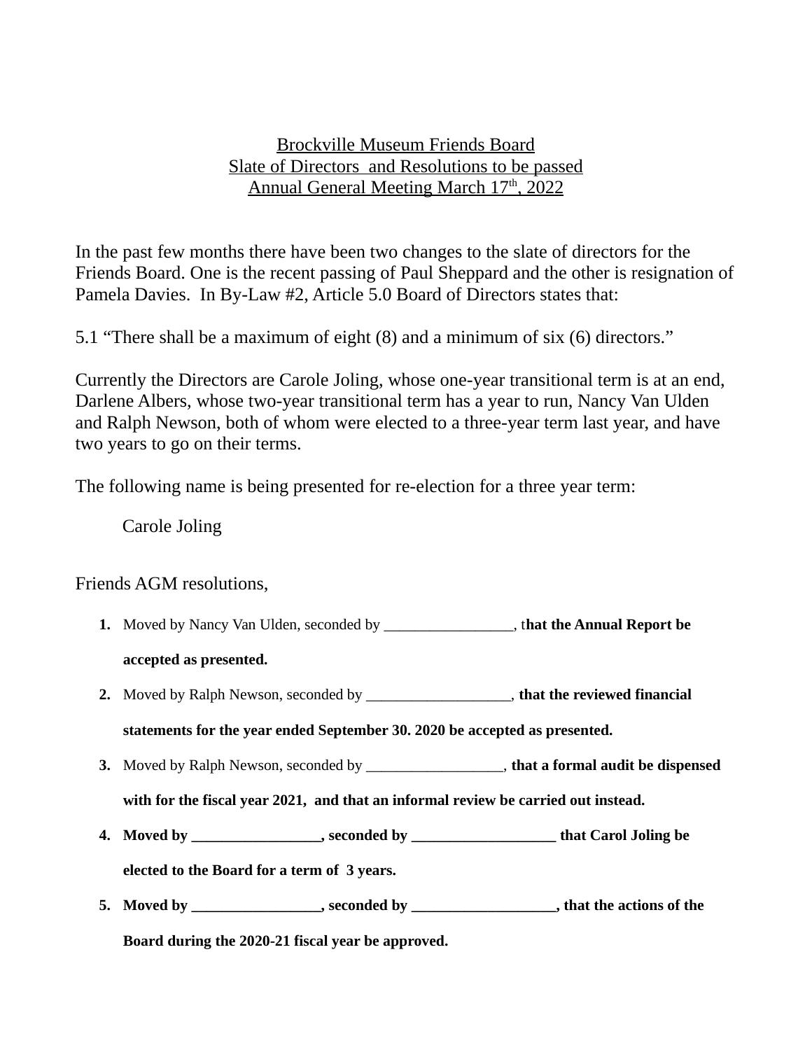Brockville Museum Friends Board
Slate of Directors and Resolutions to be passed
Annual General Meeting March 17th, 2022

In the past few months there have been two changes to the slate of directors for the Friends Board. One is the recent passing of Paul Sheppard and the other is resignation of Pamela Davies. In By-Law #2, Article 5.0 Board of Directors states that:

5.1 "There shall be a maximum of eight (8) and a minimum of six (6) directors."

Currently the Directors are Carole Joling, whose one-year transitional term is at an end, Darlene Albers, whose two-year transitional term has a year to run, Nancy Van Ulden and Ralph Newson, both of whom were elected to a three-year term last year, and have two years to go on their terms.

The following name is being presented for re-election for a three year term:

Carole Joling

Friends AGM resolutions,

1. Moved by Nancy Van Ulden, seconded by _________________, t**hat the Annual Report be accepted as presented.**
2. Moved by Ralph Newson, seconded by ___________________, **that the reviewed financial statements for the year ended September 30. 2020 be accepted as presented.**
3. Moved by Ralph Newson, seconded by __________________, **that a formal audit be dispensed with for the fiscal year 2021, and that an informal review be carried out instead.**
4. **Moved by _________________, seconded by ___________________ that Carol Joling be elected to the Board for a term of 3 years.**
5. **Moved by _________________, seconded by ___________________, that the actions of the Board during the 2020-21 fiscal year be approved.**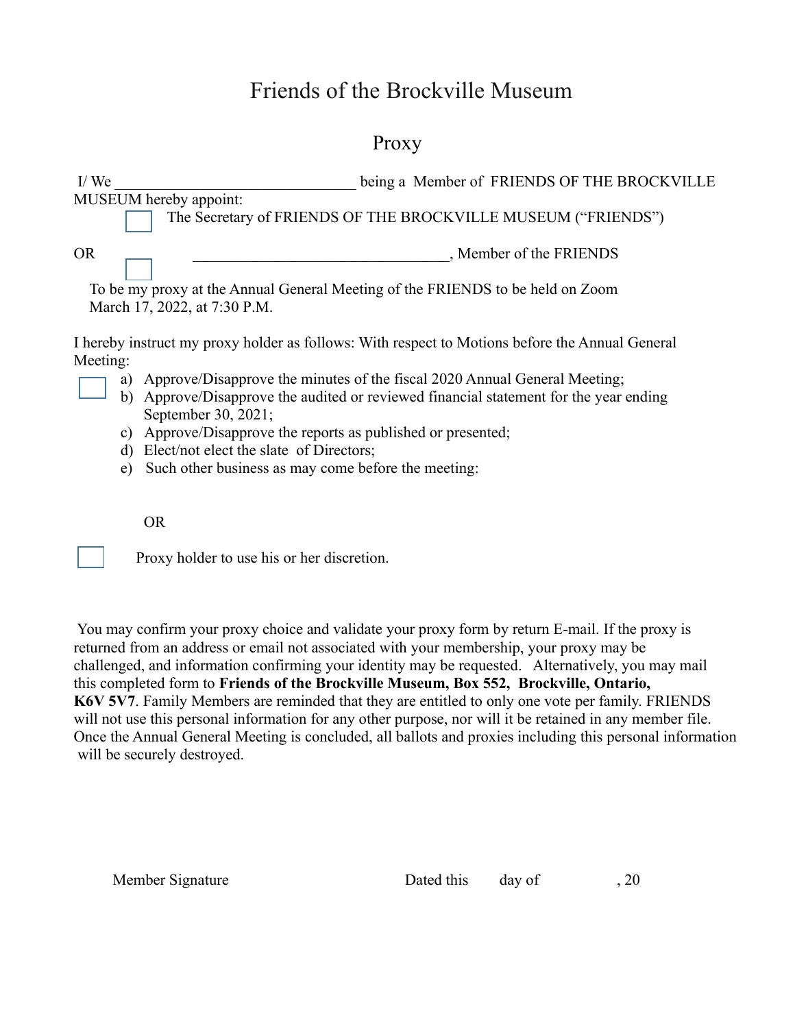# Friends of the Brockville Museum

## Proxy

I/ We ________________________________ being a Member of FRIENDS OF THE BROCKVILLE MUSEUM hereby appoint:

☐ The Secretary of FRIENDS OF THE BROCKVILLE MUSEUM ("FRIENDS")

OR

☐ __________________________________, Member of the FRIENDS

To be my proxy at the Annual General Meeting of the FRIENDS to be held on Zoom March 17, 2022, at 7:30 P.M.

I hereby instruct my proxy holder as follows: With respect to Motions before the Annual General Meeting:

☐

a) Approve/Disapprove the minutes of the fiscal 2020 Annual General Meeting;
b) Approve/Disapprove the audited or reviewed financial statement for the year ending September 30, 2021;
c) Approve/Disapprove the reports as published or presented;
d) Elect/not elect the slate of Directors;
e) Such other business as may come before the meeting:

OR

☐ Proxy holder to use his or her discretion.

You may confirm your proxy choice and validate your proxy form by return E-mail. If the proxy is returned from an address or email not associated with your membership, your proxy may be challenged, and information confirming your identity may be requested. Alternatively, you may mail this completed form to **Friends of the Brockville Museum, Box 552, Brockville, Ontario, K6V 5V7**. Family Members are reminded that they are entitled to only one vote per family. FRIENDS will not use this personal information for any other purpose, nor will it be retained in any member file. Once the Annual General Meeting is concluded, all ballots and proxies including this personal information will be securely destroyed.

Member Signature                Dated this      day of            , 20